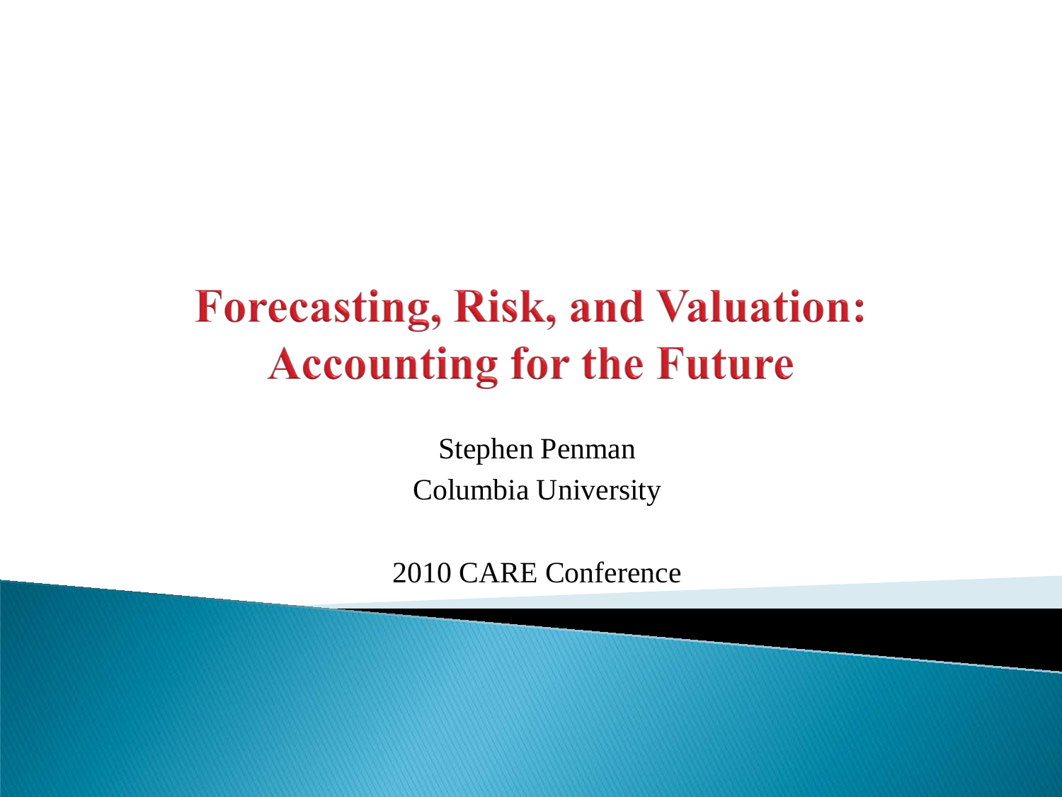# Forecasting, Risk, and Valuation: Accounting for the Future

Stephen Penman

Columbia University

2010 CARE Conference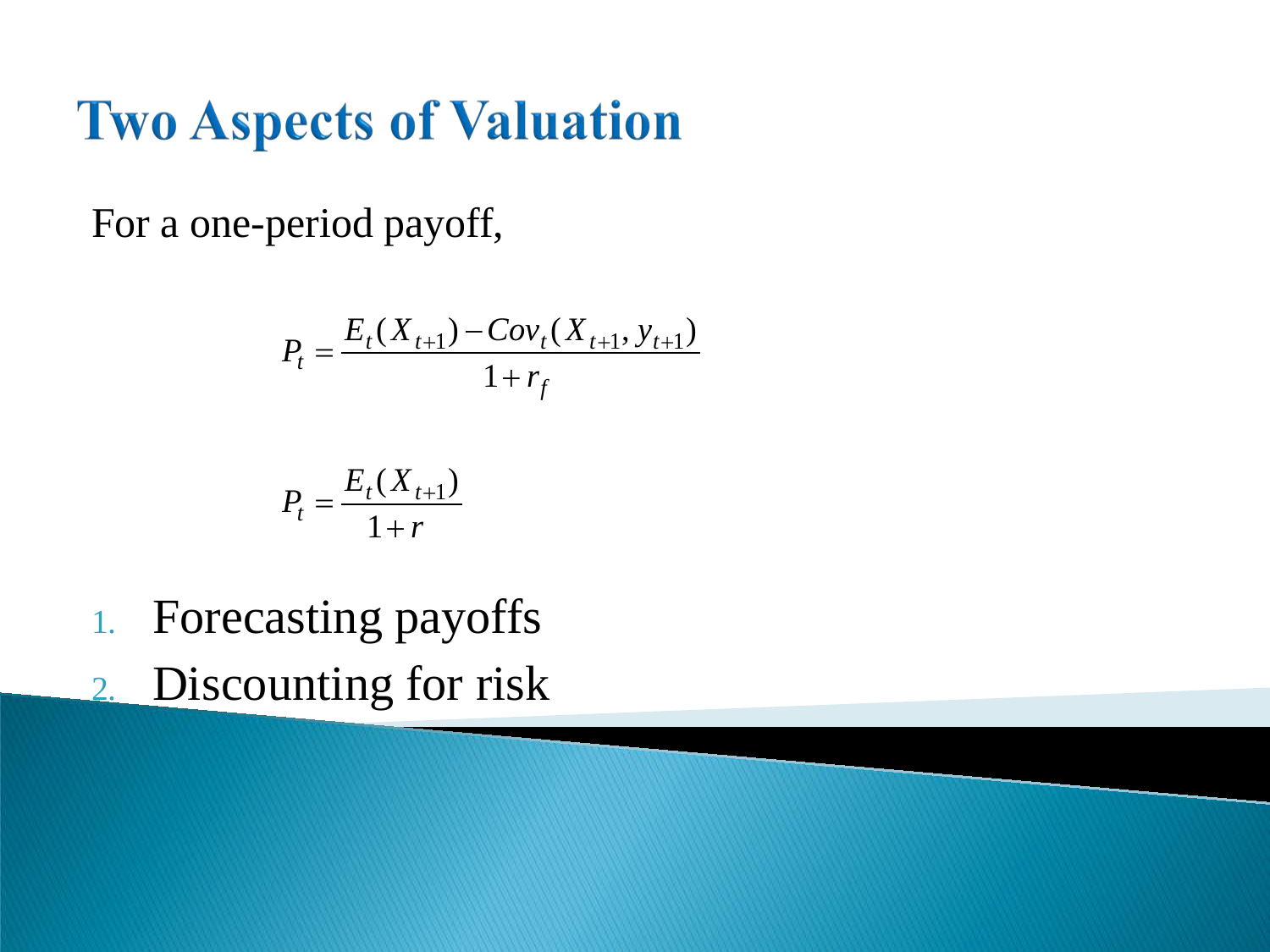# Two Aspects of Valuation

For a one-period payoff,

$$P_t = \frac{E_t(X_{t+1}) - Cov_t(X_{t+1}, y_{t+1})}{1 + r_f}$$

$$P_t = \frac{E_t(X_{t+1})}{1 + r}$$

1. Forecasting payoffs
2. Discounting for risk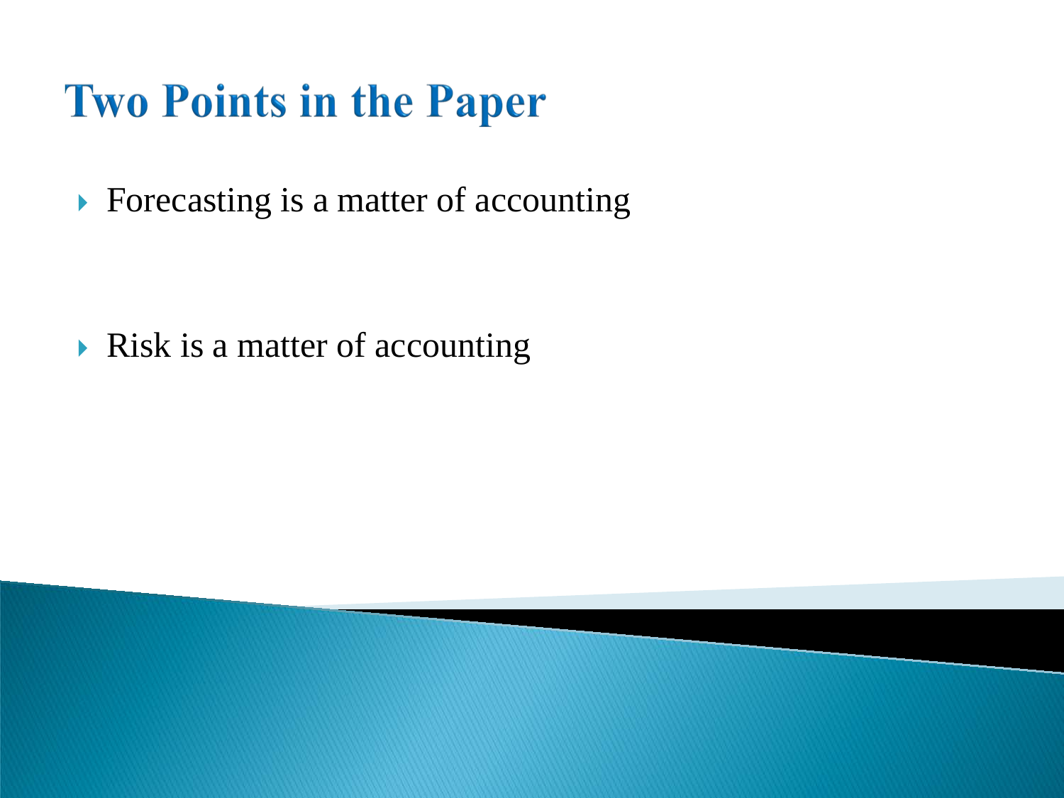# Two Points in the Paper

- Forecasting is a matter of accounting

- Risk is a matter of accounting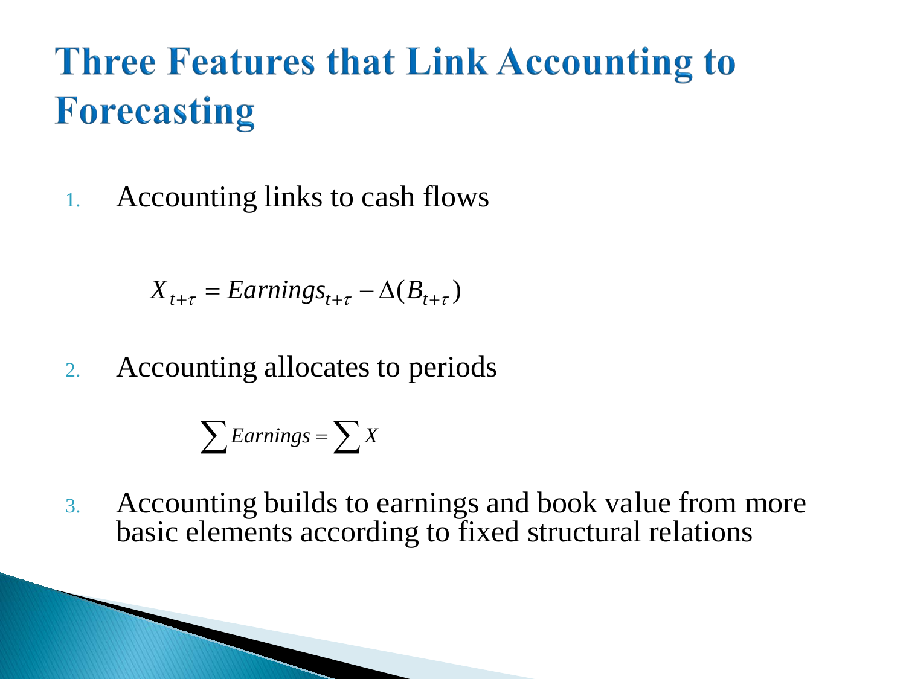# Three Features that Link Accounting to Forecasting

1. Accounting links to cash flows

$$X_{t+\tau} = Earnings_{t+\tau} - \Delta(B_{t+\tau})$$

2. Accounting allocates to periods

$$\sum Earnings = \sum X$$

3. Accounting builds to earnings and book value from more basic elements according to fixed structural relations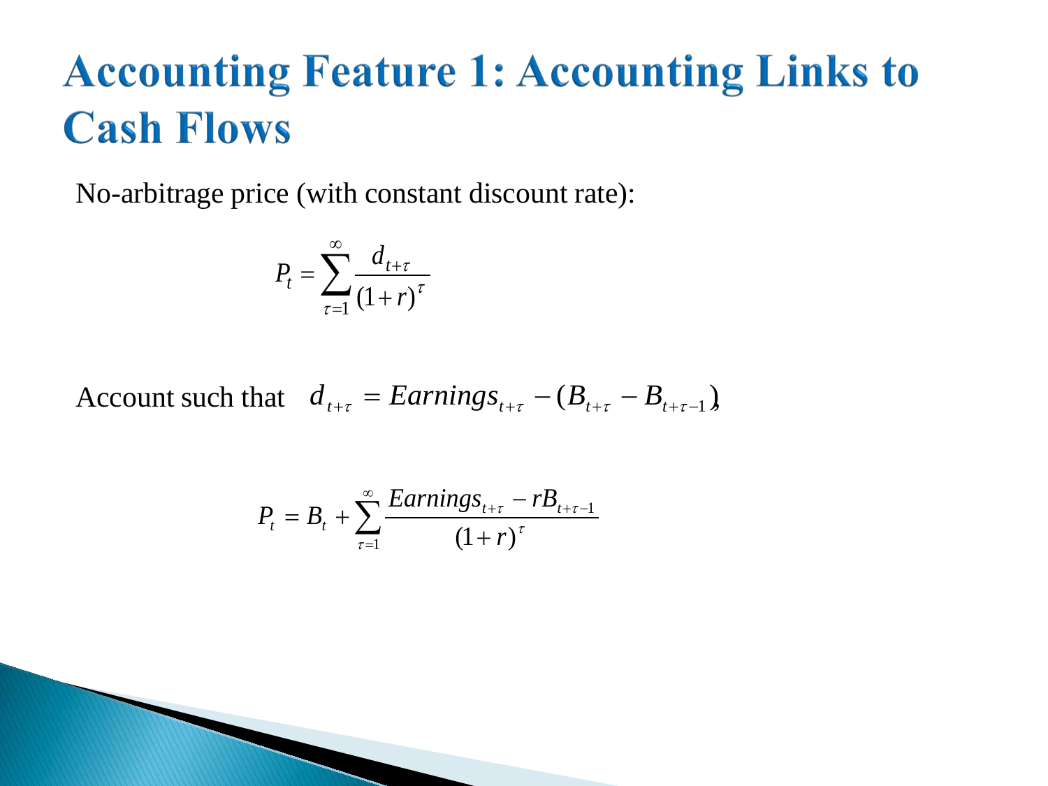# Accounting Feature 1: Accounting Links to Cash Flows

No-arbitrage price (with constant discount rate):

$$P_t = \sum_{\tau=1}^{\infty} \frac{d_{t+\tau}}{(1+r)^{\tau}}$$

Account such that $d_{t+\tau} = Earnings_{t+\tau} - (B_{t+\tau} - B_{t+\tau-1})$,

$$P_t = B_t + \sum_{\tau=1}^{\infty} \frac{Earnings_{t+\tau} - rB_{t+\tau-1}}{(1+r)^{\tau}}$$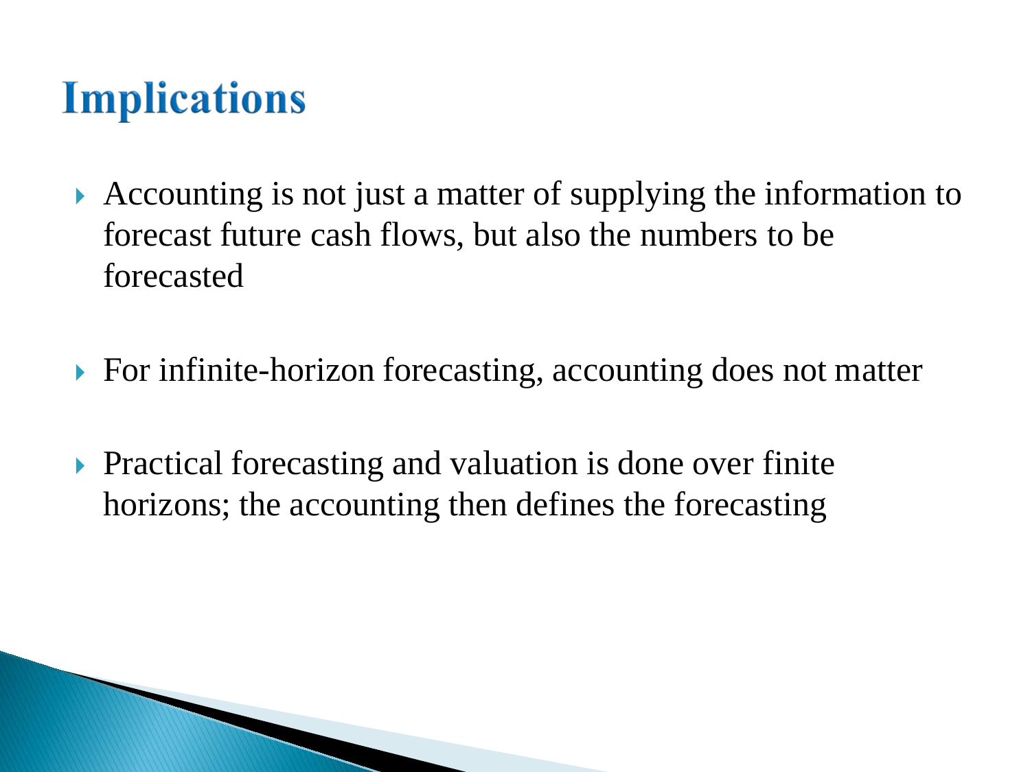# Implications

- Accounting is not just a matter of supplying the information to forecast future cash flows, but also the numbers to be forecasted
- For infinite-horizon forecasting, accounting does not matter
- Practical forecasting and valuation is done over finite horizons; the accounting then defines the forecasting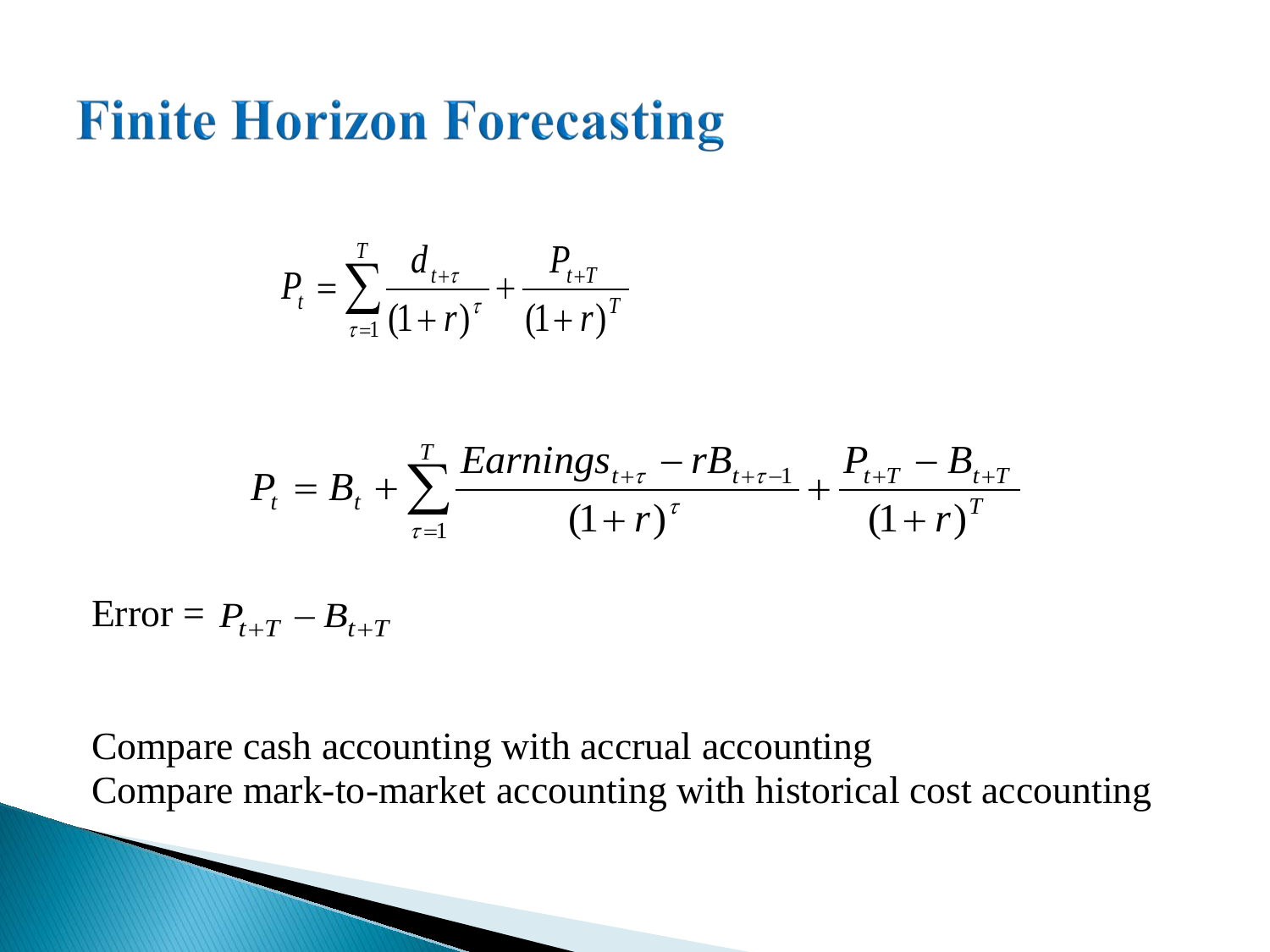# Finite Horizon Forecasting

$$P_t = \sum_{\tau=1}^{T} \frac{d_{t+\tau}}{(1+r)^{\tau}} + \frac{P_{t+T}}{(1+r)^{T}}$$

$$P_t = B_t + \sum_{\tau=1}^{T} \frac{Earnings_{t+\tau} - rB_{t+\tau-1}}{(1+r)^{\tau}} + \frac{P_{t+T} - B_{t+T}}{(1+r)^{T}}$$

Error = $P_{t+T} - B_{t+T}$

Compare cash accounting with accrual accounting
Compare mark-to-market accounting with historical cost accounting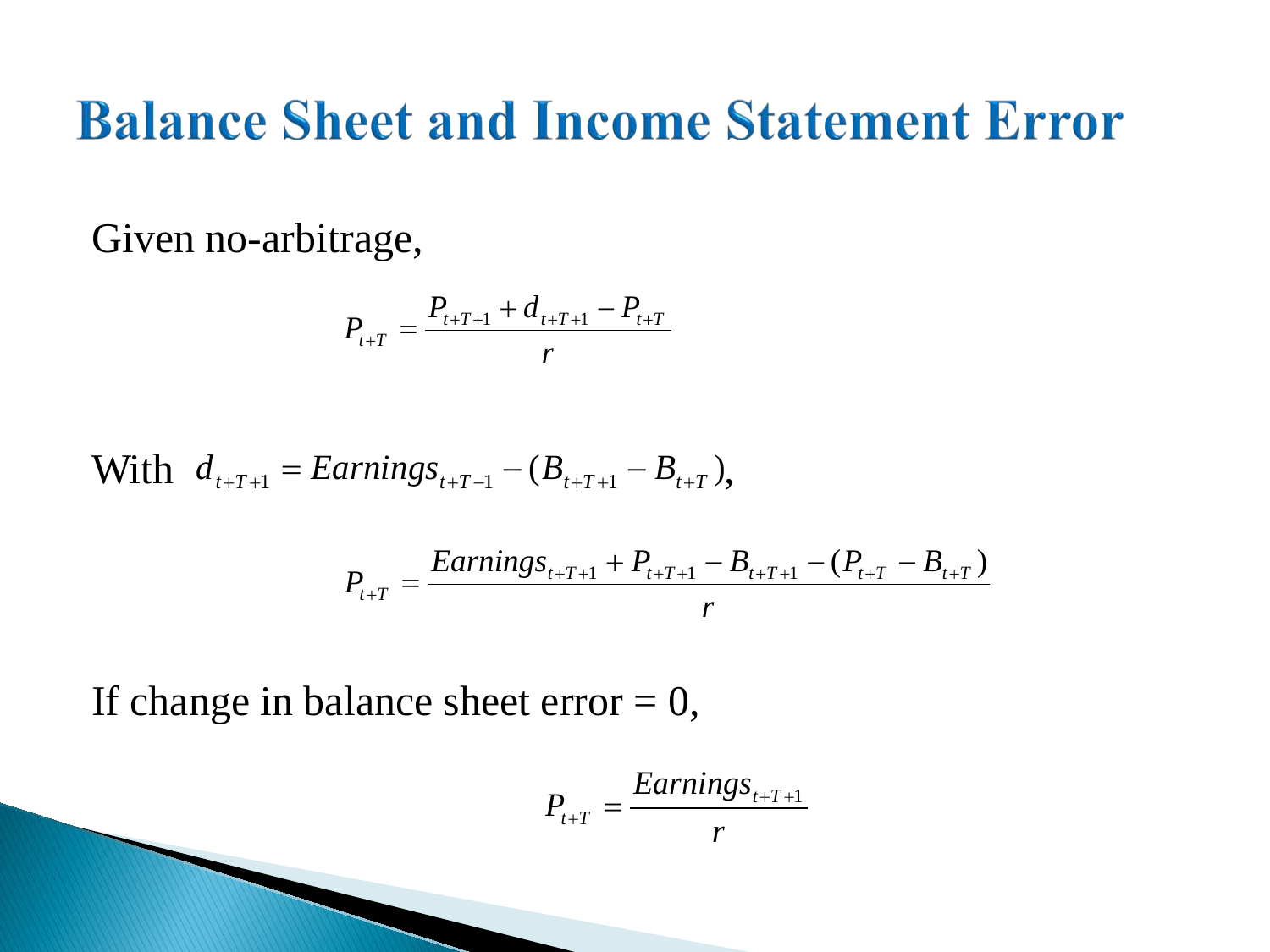# Balance Sheet and Income Statement Error

Given no-arbitrage,

$$P_{t+T} = \frac{P_{t+T+1} + d_{t+T+1} - P_{t+T}}{r}$$

With $d_{t+T+1} = Earnings_{t+T-1} - (B_{t+T+1} - B_{t+T})$,

$$P_{t+T} = \frac{Earnings_{t+T+1} + P_{t+T+1} - B_{t+T+1} - (P_{t+T} - B_{t+T})}{r}$$

If change in balance sheet error = 0,

$$P_{t+T} = \frac{Earnings_{t+T+1}}{r}$$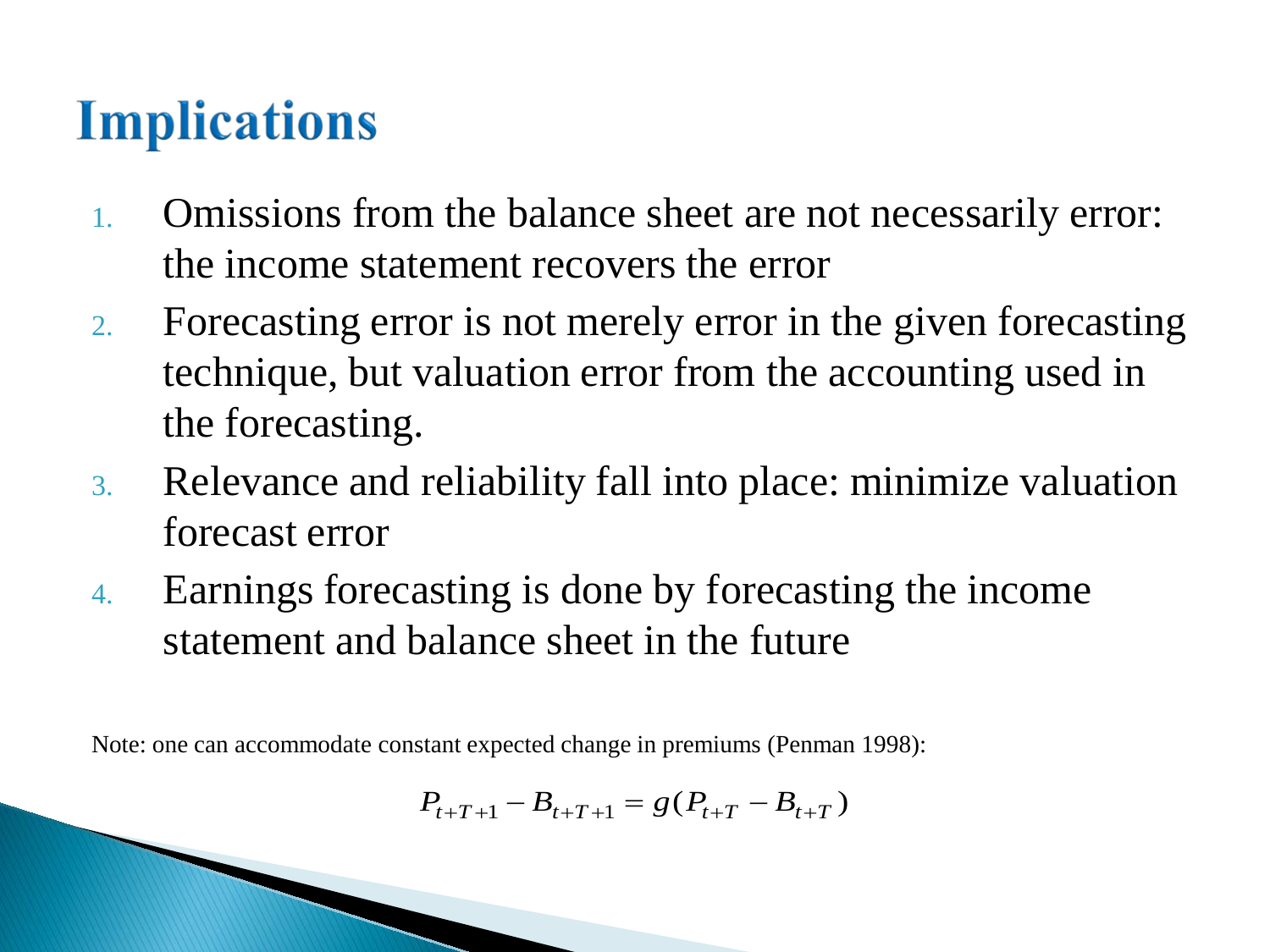# Implications

1. Omissions from the balance sheet are not necessarily error: the income statement recovers the error
2. Forecasting error is not merely error in the given forecasting technique, but valuation error from the accounting used in the forecasting.
3. Relevance and reliability fall into place: minimize valuation forecast error
4. Earnings forecasting is done by forecasting the income statement and balance sheet in the future

Note: one can accommodate constant expected change in premiums (Penman 1998):

$$P_{t+T+1} - B_{t+T+1} = g(P_{t+T} - B_{t+T})$$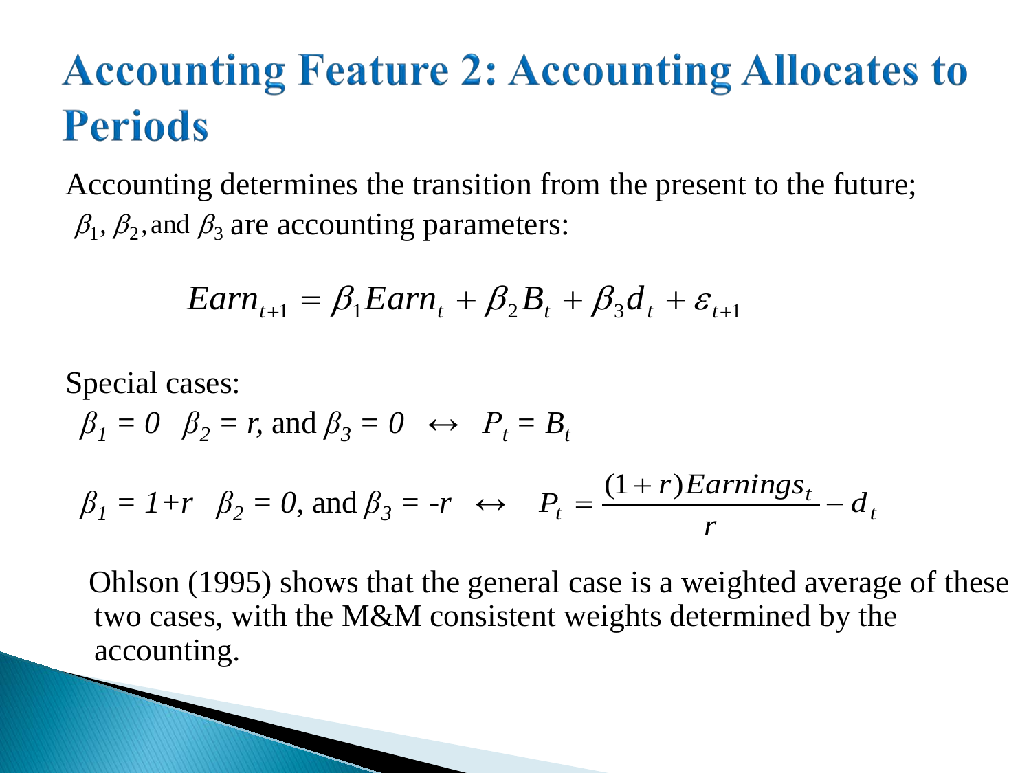# Accounting Feature 2: Accounting Allocates to Periods

Accounting determines the transition from the present to the future; $\beta_1, \beta_2,$ and $\beta_3$ are accounting parameters:

$$Earn_{t+1} = \beta_1 Earn_t + \beta_2 B_t + \beta_3 d_t + \varepsilon_{t+1}$$

Special cases:

$\beta_1 = 0 \quad \beta_2 = r$, and $\beta_3 = 0 \quad \leftrightarrow \quad P_t = B_t$

$\beta_1 = 1+r \quad \beta_2 = 0$, and $\beta_3 = -r \quad \leftrightarrow \quad P_t = \dfrac{(1+r)Earnings_t}{r} - d_t$

Ohlson (1995) shows that the general case is a weighted average of these two cases, with the M&M consistent weights determined by the accounting.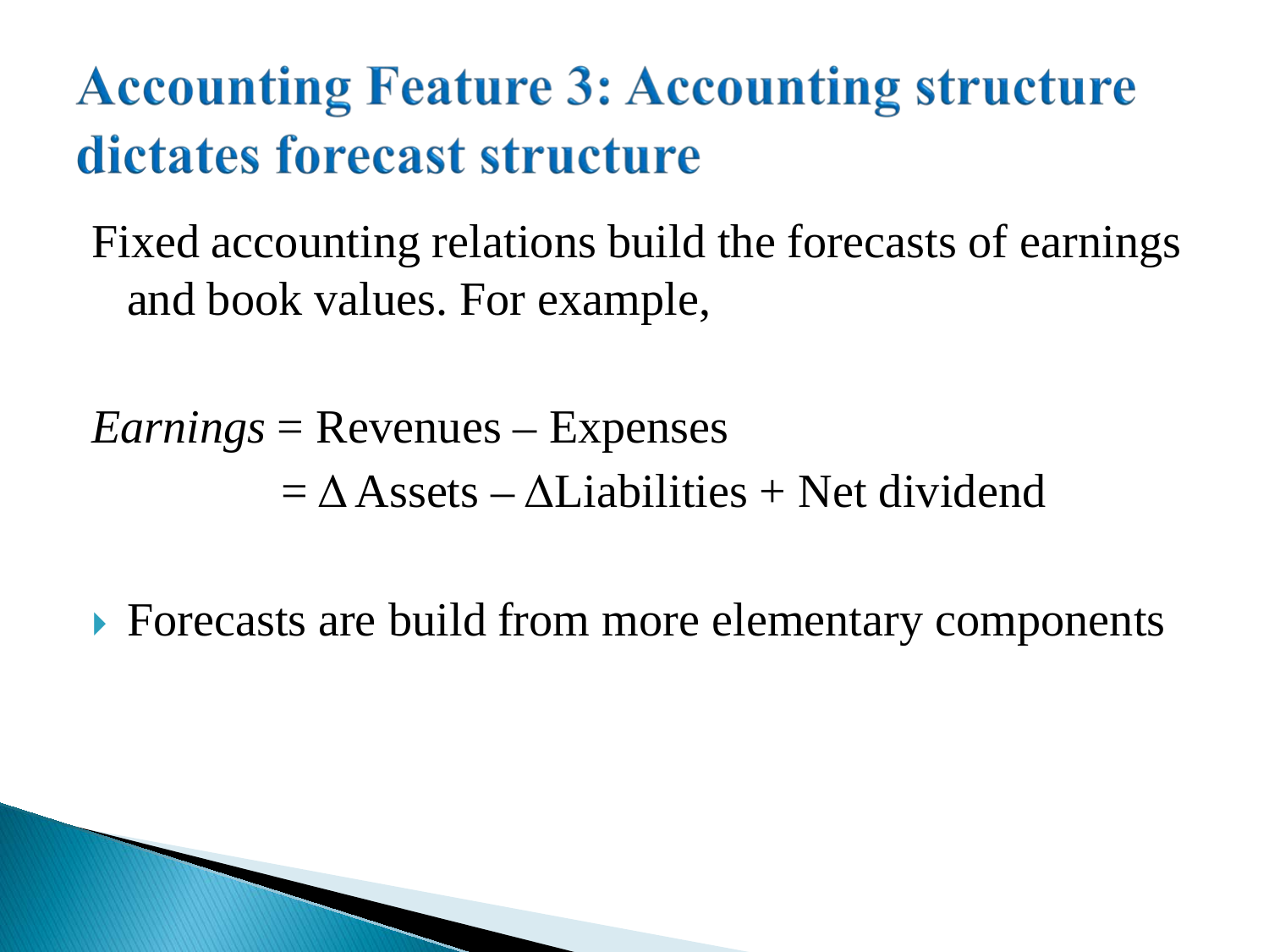# Accounting Feature 3: Accounting structure dictates forecast structure

Fixed accounting relations build the forecasts of earnings and book values. For example,

$$\textit{Earnings} = \text{Revenues} - \text{Expenses}$$

$$= \Delta\,\text{Assets} - \Delta\text{Liabilities} + \text{Net dividend}$$

- Forecasts are build from more elementary components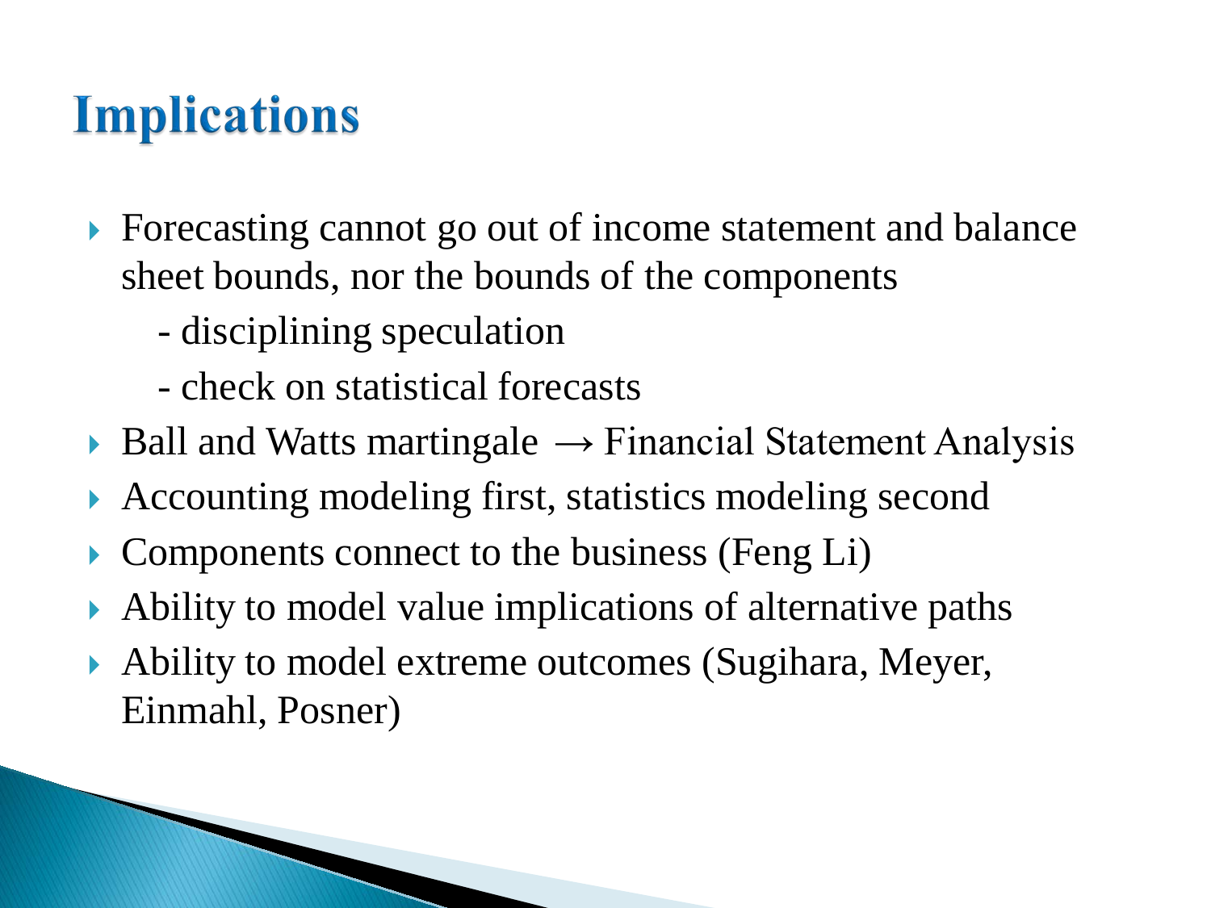# Implications

- Forecasting cannot go out of income statement and balance sheet bounds, nor the bounds of the components
  - disciplining speculation
  - check on statistical forecasts
- Ball and Watts martingale → Financial Statement Analysis
- Accounting modeling first, statistics modeling second
- Components connect to the business (Feng Li)
- Ability to model value implications of alternative paths
- Ability to model extreme outcomes (Sugihara, Meyer, Einmahl, Posner)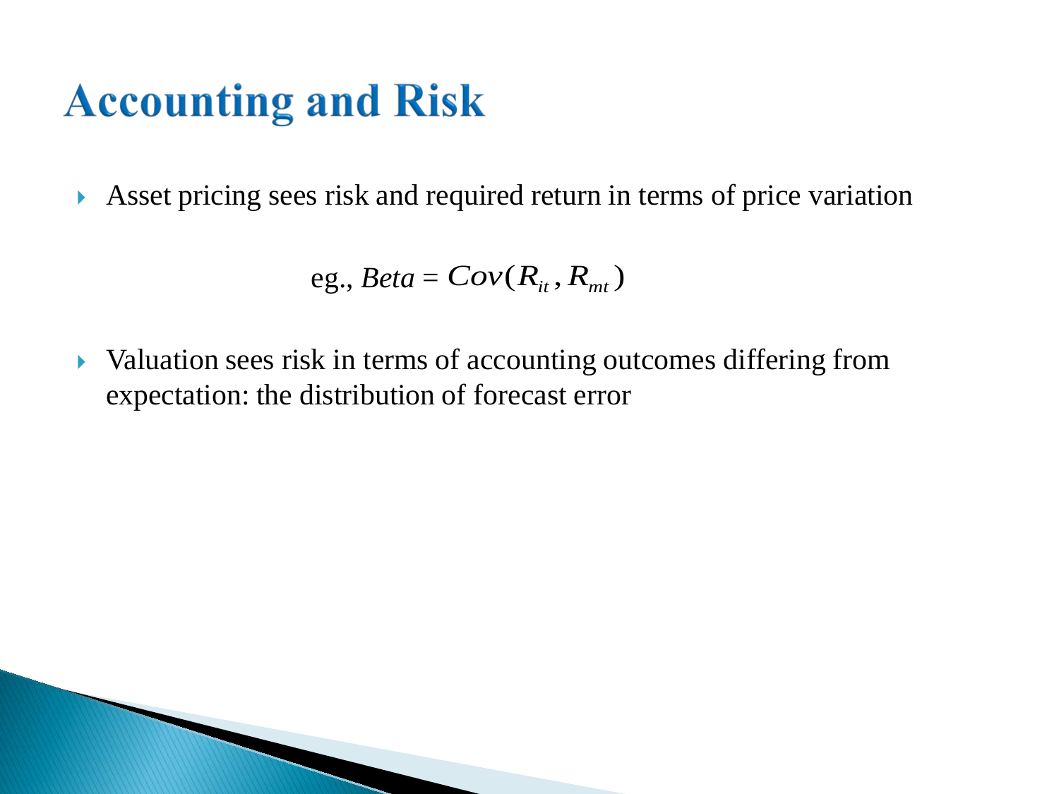# Accounting and Risk

- Asset pricing sees risk and required return in terms of price variation

$$\text{eg., } Beta = Cov(R_{it}, R_{mt})$$

- Valuation sees risk in terms of accounting outcomes differing from expectation: the distribution of forecast error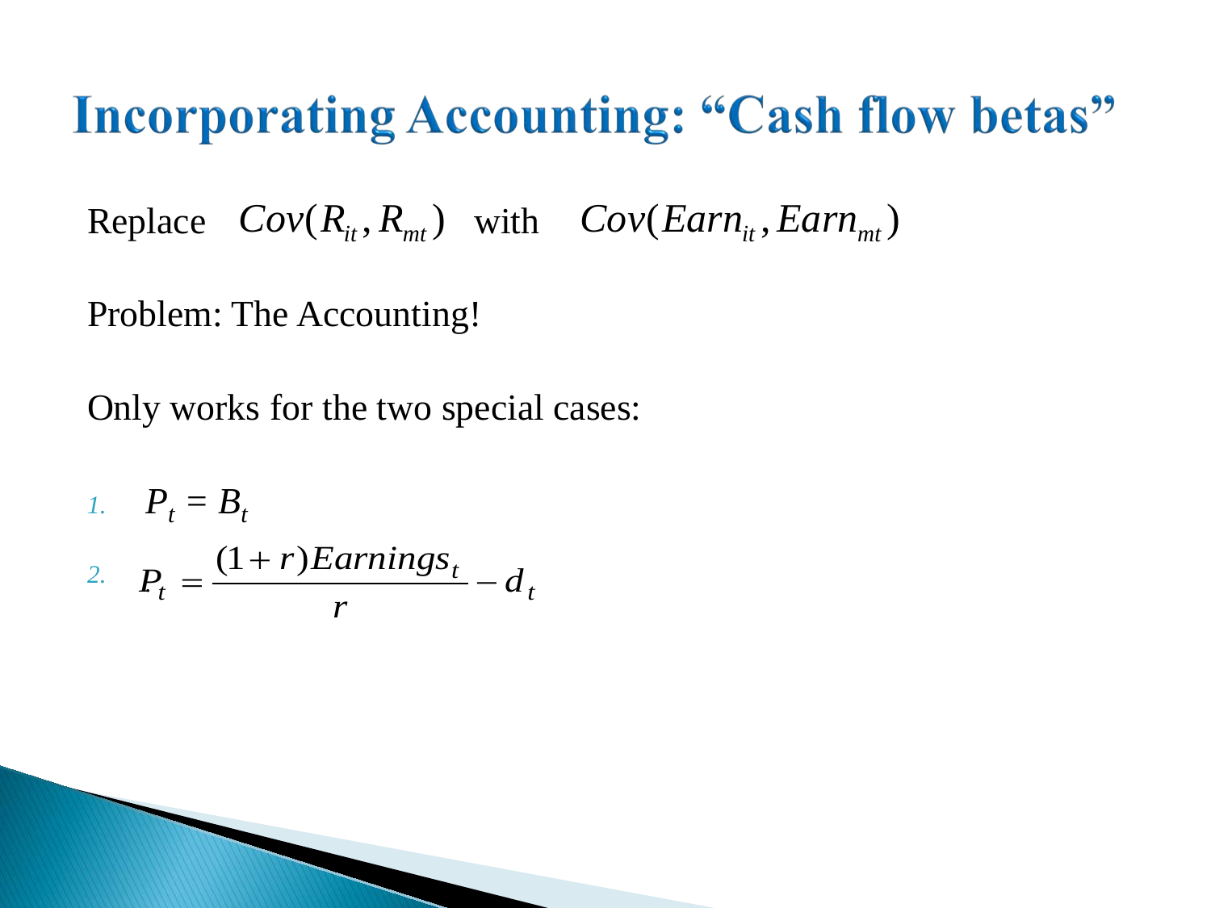# Incorporating Accounting: "Cash flow betas"

Replace $Cov(R_{it}, R_{mt})$ with $Cov(Earn_{it}, Earn_{mt})$

Problem: The Accounting!

Only works for the two special cases:

1. $P_t = B_t$
2. $P_t = \dfrac{(1+r)Earnings_t}{r} - d_t$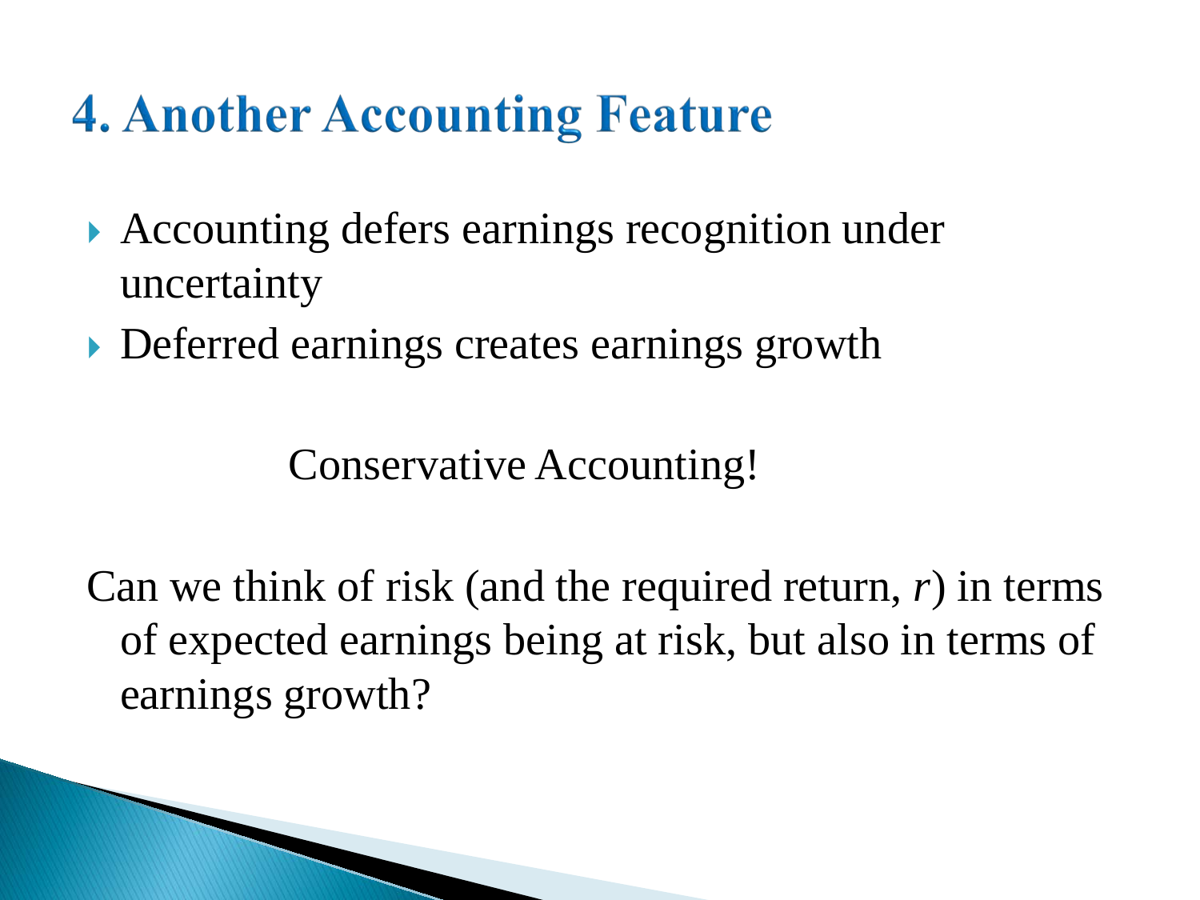# 4. Another Accounting Feature

- Accounting defers earnings recognition under uncertainty
- Deferred earnings creates earnings growth

Conservative Accounting!

Can we think of risk (and the required return, $r$) in terms of expected earnings being at risk, but also in terms of earnings growth?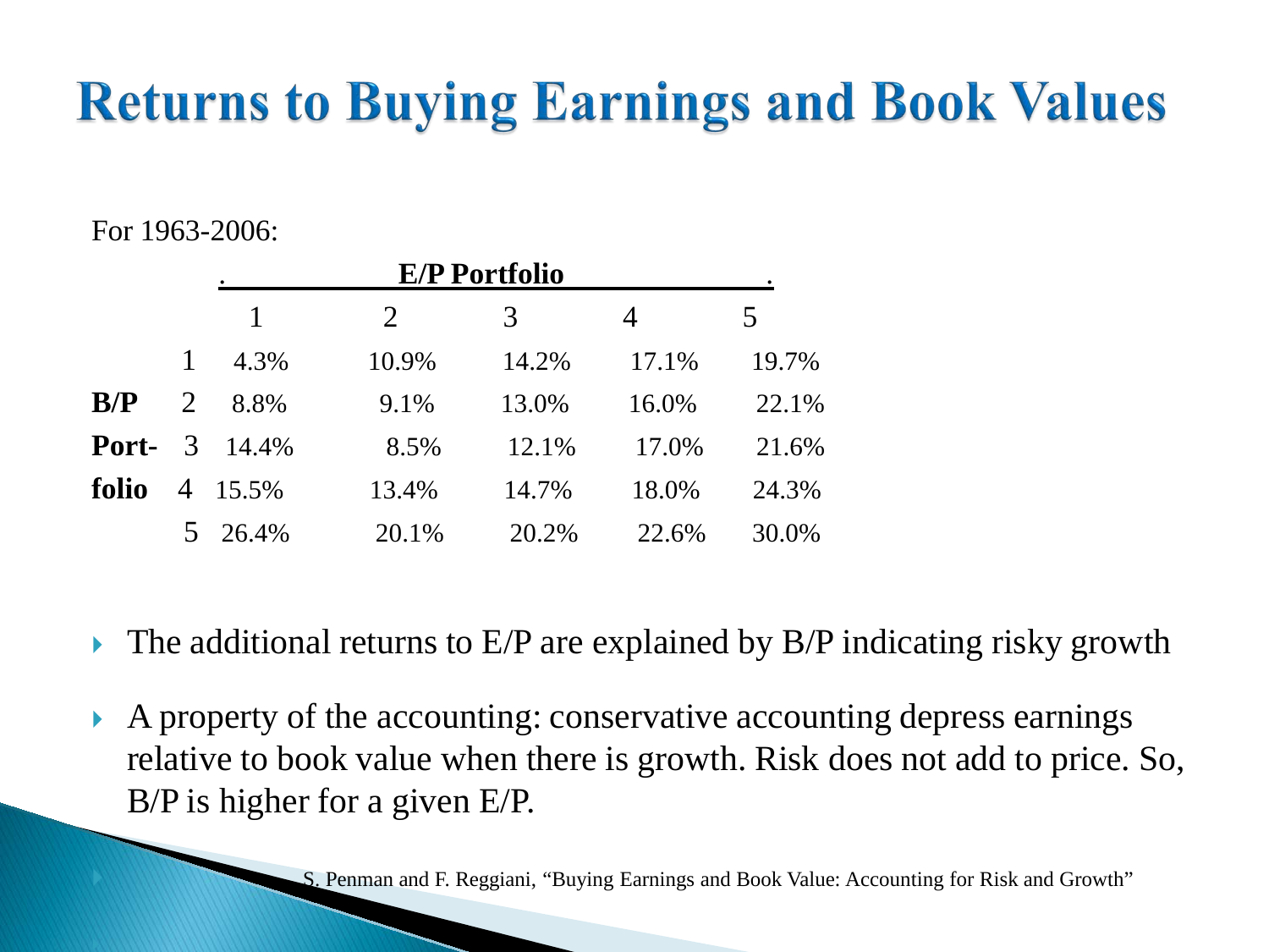# Returns to Buying Earnings and Book Values

For 1963-2006:

| | | E/P Portfolio | | | | |
|---|---|---|---|---|---|---|
| | | 1 | 2 | 3 | 4 | 5 |
| | 1 | 4.3% | 10.9% | 14.2% | 17.1% | 19.7% |
| **B/P** | 2 | 8.8% | 9.1% | 13.0% | 16.0% | 22.1% |
| **Port-** | 3 | 14.4% | 8.5% | 12.1% | 17.0% | 21.6% |
| **folio** | 4 | 15.5% | 13.4% | 14.7% | 18.0% | 24.3% |
| | 5 | 26.4% | 20.1% | 20.2% | 22.6% | 30.0% |

- The additional returns to E/P are explained by B/P indicating risky growth
- A property of the accounting: conservative accounting depress earnings relative to book value when there is growth. Risk does not add to price. So, B/P is higher for a given E/P.

S. Penman and F. Reggiani, "Buying Earnings and Book Value: Accounting for Risk and Growth"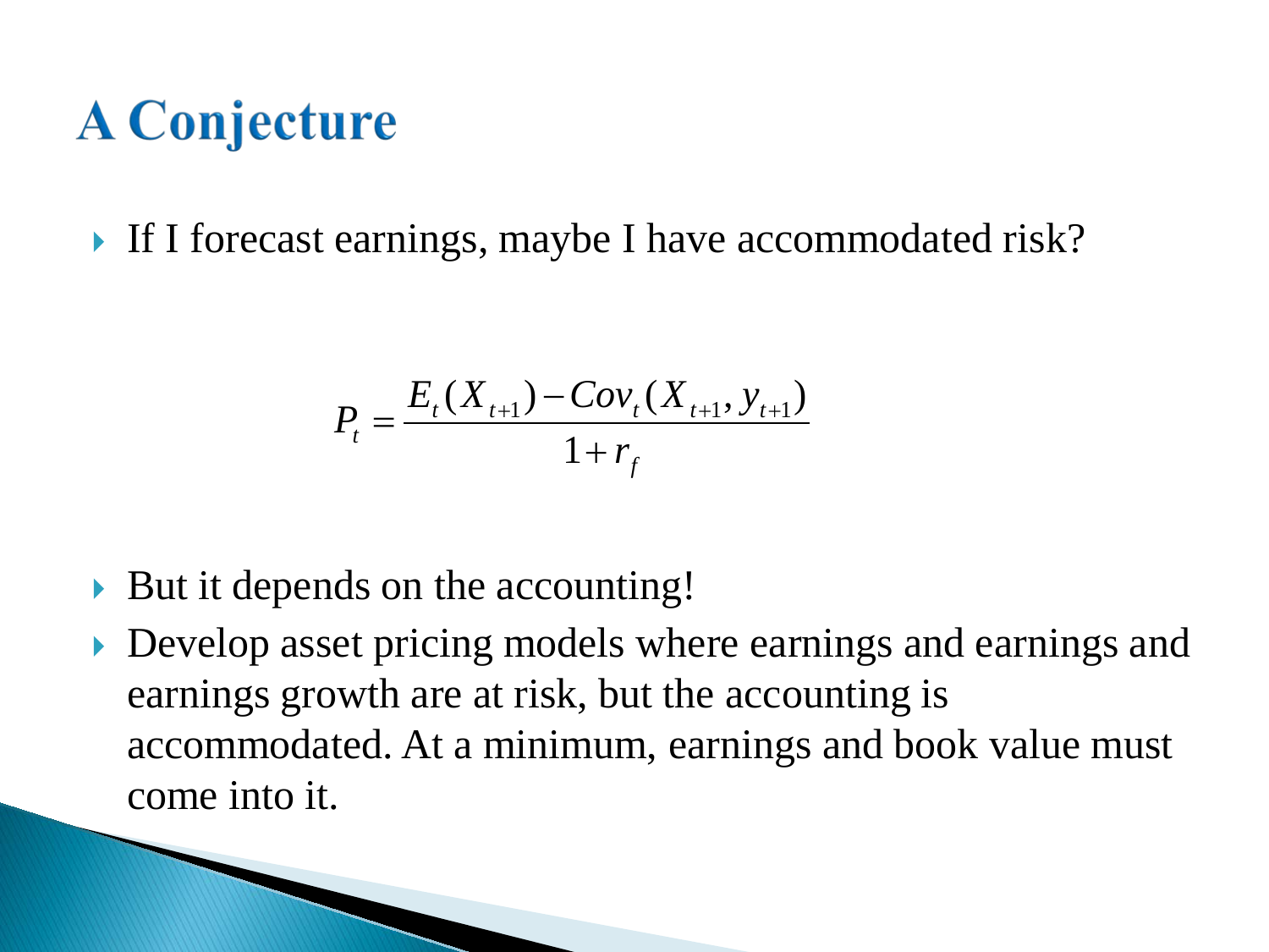# A Conjecture

- If I forecast earnings, maybe I have accommodated risk?

$$P_t = \frac{E_t(X_{t+1}) - Cov_t(X_{t+1}, y_{t+1})}{1 + r_f}$$

- But it depends on the accounting!
- Develop asset pricing models where earnings and earnings and earnings growth are at risk, but the accounting is accommodated. At a minimum, earnings and book value must come into it.